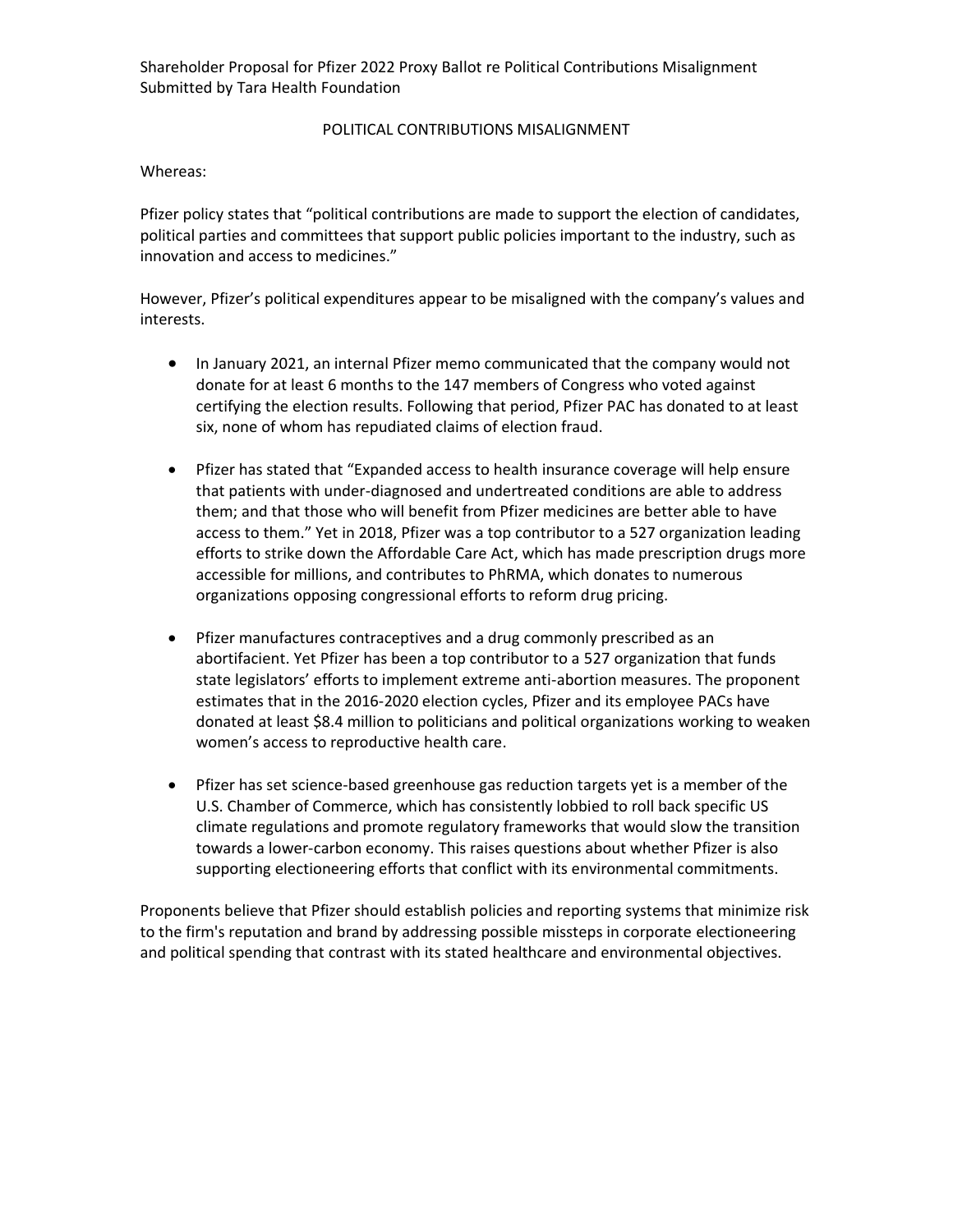Shareholder Proposal for Pfizer 2022 Proxy Ballot re Political Contributions Misalignment
Submitted by Tara Health Foundation

## POLITICAL CONTRIBUTIONS MISALIGNMENT

Whereas:

Pfizer policy states that "political contributions are made to support the election of candidates, political parties and committees that support public policies important to the industry, such as innovation and access to medicines."

However, Pfizer's political expenditures appear to be misaligned with the company's values and interests.

- In January 2021, an internal Pfizer memo communicated that the company would not donate for at least 6 months to the 147 members of Congress who voted against certifying the election results. Following that period, Pfizer PAC has donated to at least six, none of whom has repudiated claims of election fraud.

- Pfizer has stated that "Expanded access to health insurance coverage will help ensure that patients with under-diagnosed and undertreated conditions are able to address them; and that those who will benefit from Pfizer medicines are better able to have access to them." Yet in 2018, Pfizer was a top contributor to a 527 organization leading efforts to strike down the Affordable Care Act, which has made prescription drugs more accessible for millions, and contributes to PhRMA, which donates to numerous organizations opposing congressional efforts to reform drug pricing.

- Pfizer manufactures contraceptives and a drug commonly prescribed as an abortifacient. Yet Pfizer has been a top contributor to a 527 organization that funds state legislators' efforts to implement extreme anti-abortion measures. The proponent estimates that in the 2016-2020 election cycles, Pfizer and its employee PACs have donated at least $8.4 million to politicians and political organizations working to weaken women's access to reproductive health care.

- Pfizer has set science-based greenhouse gas reduction targets yet is a member of the U.S. Chamber of Commerce, which has consistently lobbied to roll back specific US climate regulations and promote regulatory frameworks that would slow the transition towards a lower-carbon economy. This raises questions about whether Pfizer is also supporting electioneering efforts that conflict with its environmental commitments.

Proponents believe that Pfizer should establish policies and reporting systems that minimize risk to the firm's reputation and brand by addressing possible missteps in corporate electioneering and political spending that contrast with its stated healthcare and environmental objectives.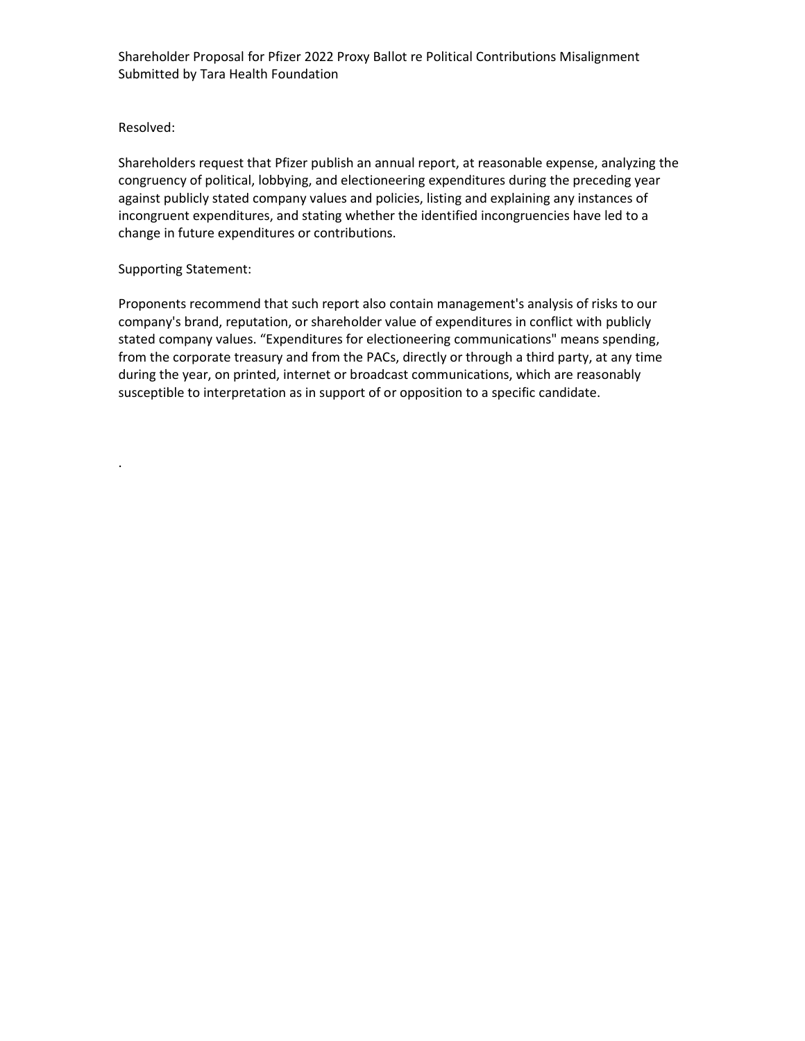Shareholder Proposal for Pfizer 2022 Proxy Ballot re Political Contributions Misalignment
Submitted by Tara Health Foundation

Resolved:

Shareholders request that Pfizer publish an annual report, at reasonable expense, analyzing the congruency of political, lobbying, and electioneering expenditures during the preceding year against publicly stated company values and policies, listing and explaining any instances of incongruent expenditures, and stating whether the identified incongruencies have led to a change in future expenditures or contributions.

Supporting Statement:

Proponents recommend that such report also contain management's analysis of risks to our company's brand, reputation, or shareholder value of expenditures in conflict with publicly stated company values. “Expenditures for electioneering communications" means spending, from the corporate treasury and from the PACs, directly or through a third party, at any time during the year, on printed, internet or broadcast communications, which are reasonably susceptible to interpretation as in support of or opposition to a specific candidate.

.